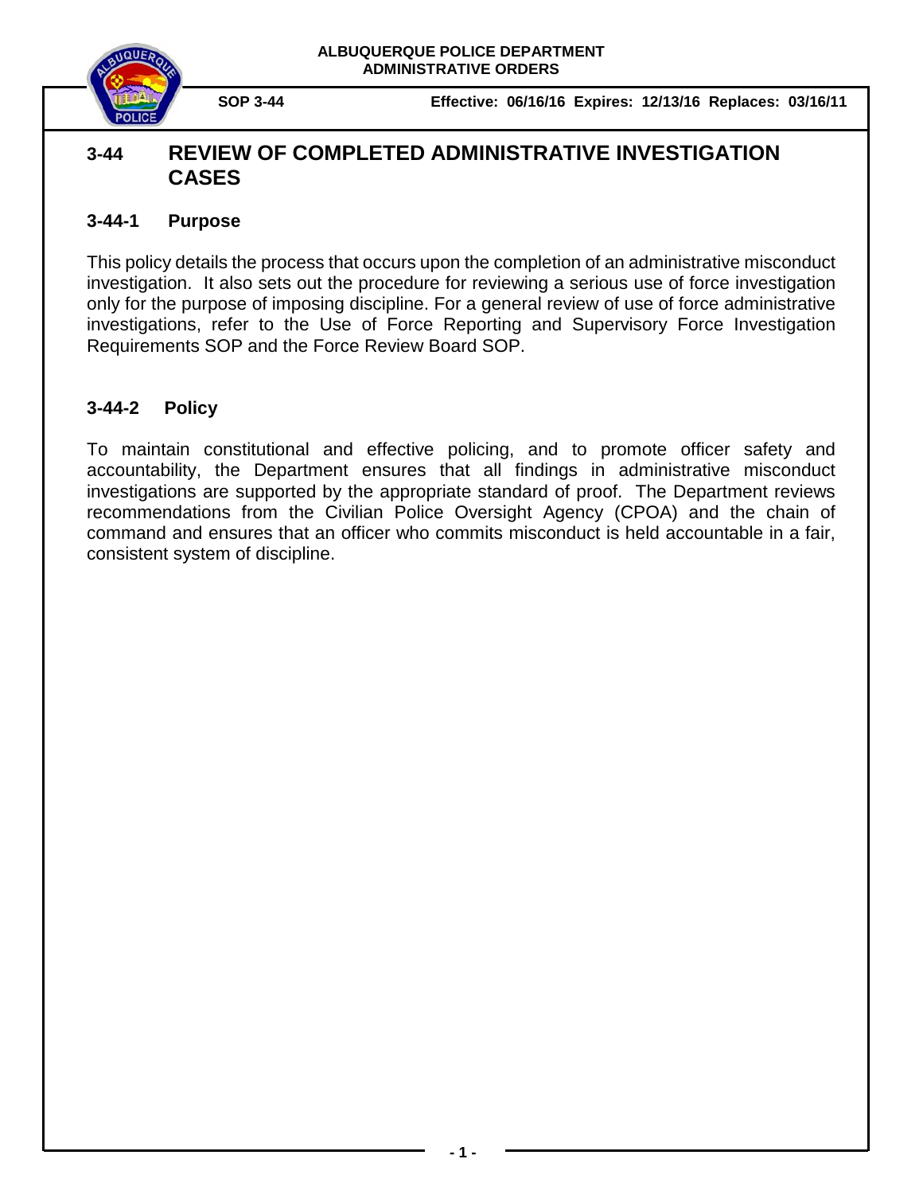**ALBUQUERQUE POLICE DEPARTMENT**
**ADMINISTRATIVE ORDERS**

**SOP 3-44** **Effective: 06/16/16 Expires: 12/13/16 Replaces: 03/16/11**

# 3-44 REVIEW OF COMPLETED ADMINISTRATIVE INVESTIGATION CASES

## 3-44-1 Purpose

This policy details the process that occurs upon the completion of an administrative misconduct investigation. It also sets out the procedure for reviewing a serious use of force investigation only for the purpose of imposing discipline. For a general review of use of force administrative investigations, refer to the Use of Force Reporting and Supervisory Force Investigation Requirements SOP and the Force Review Board SOP.

## 3-44-2 Policy

To maintain constitutional and effective policing, and to promote officer safety and accountability, the Department ensures that all findings in administrative misconduct investigations are supported by the appropriate standard of proof. The Department reviews recommendations from the Civilian Police Oversight Agency (CPOA) and the chain of command and ensures that an officer who commits misconduct is held accountable in a fair, consistent system of discipline.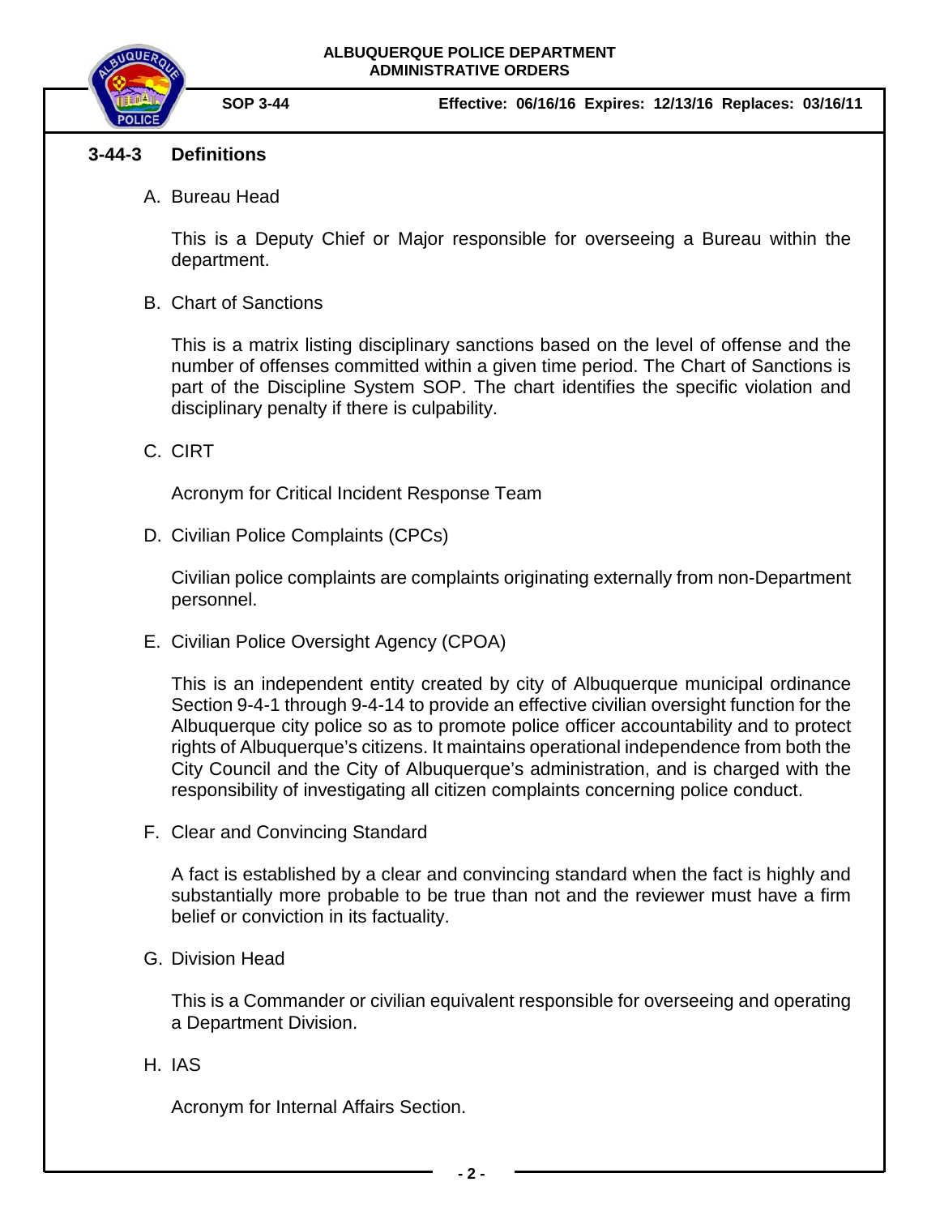## 3-44-3 Definitions

A. Bureau Head

This is a Deputy Chief or Major responsible for overseeing a Bureau within the department.

B. Chart of Sanctions

This is a matrix listing disciplinary sanctions based on the level of offense and the number of offenses committed within a given time period. The Chart of Sanctions is part of the Discipline System SOP. The chart identifies the specific violation and disciplinary penalty if there is culpability.

C. CIRT

Acronym for Critical Incident Response Team

D. Civilian Police Complaints (CPCs)

Civilian police complaints are complaints originating externally from non-Department personnel.

E. Civilian Police Oversight Agency (CPOA)

This is an independent entity created by city of Albuquerque municipal ordinance Section 9-4-1 through 9-4-14 to provide an effective civilian oversight function for the Albuquerque city police so as to promote police officer accountability and to protect rights of Albuquerque's citizens. It maintains operational independence from both the City Council and the City of Albuquerque's administration, and is charged with the responsibility of investigating all citizen complaints concerning police conduct.

F. Clear and Convincing Standard

A fact is established by a clear and convincing standard when the fact is highly and substantially more probable to be true than not and the reviewer must have a firm belief or conviction in its factuality.

G. Division Head

This is a Commander or civilian equivalent responsible for overseeing and operating a Department Division.

H. IAS

Acronym for Internal Affairs Section.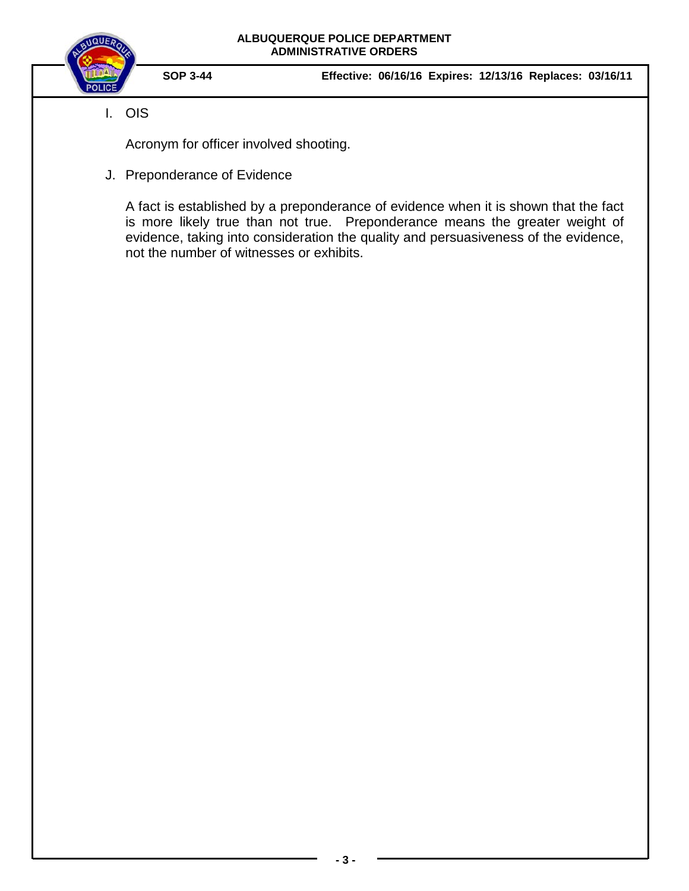I. OIS

Acronym for officer involved shooting.

J. Preponderance of Evidence

A fact is established by a preponderance of evidence when it is shown that the fact is more likely true than not true. Preponderance means the greater weight of evidence, taking into consideration the quality and persuasiveness of the evidence, not the number of witnesses or exhibits.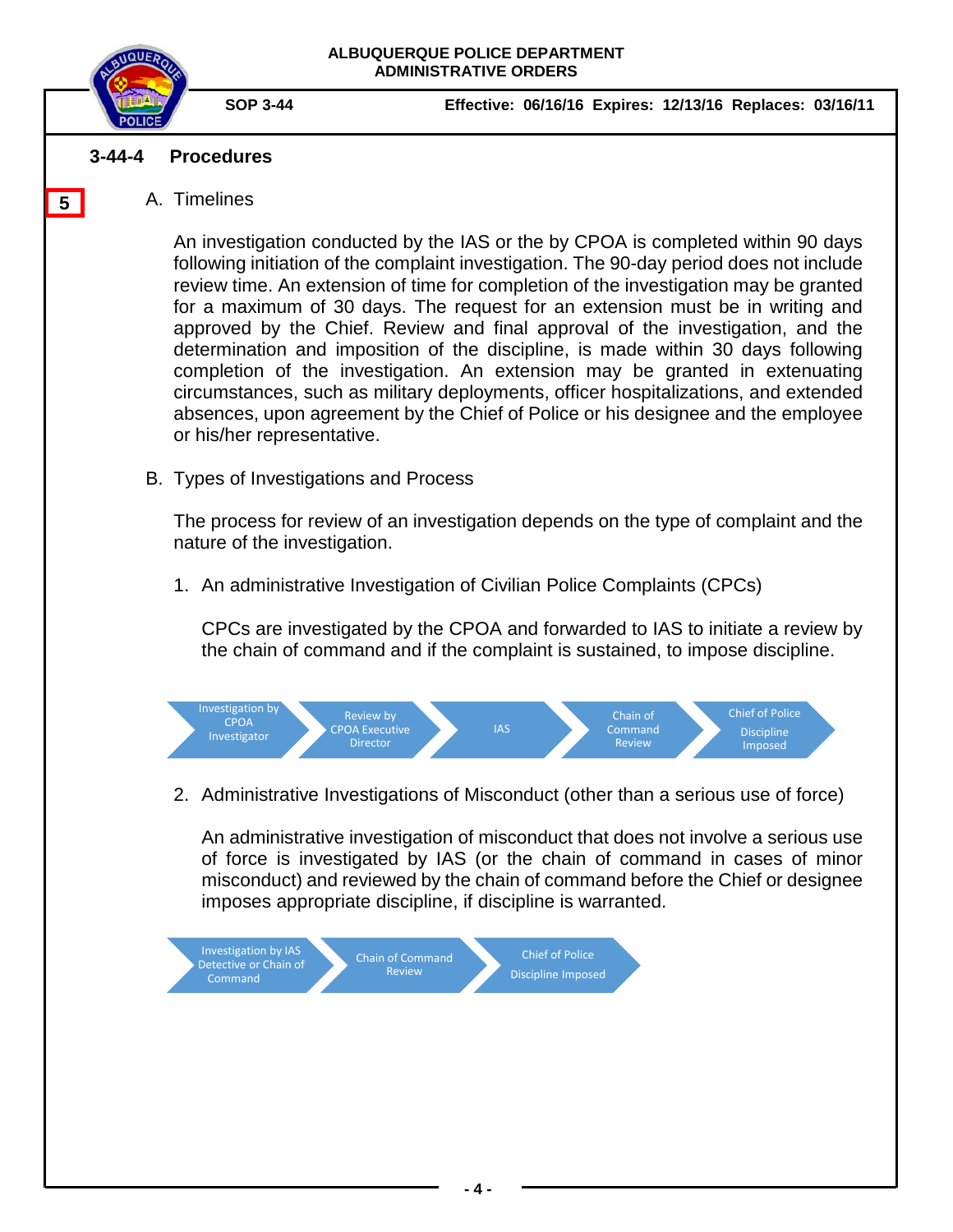## 3-44-4 Procedures

5

A. Timelines

An investigation conducted by the IAS or the by CPOA is completed within 90 days following initiation of the complaint investigation. The 90-day period does not include review time. An extension of time for completion of the investigation may be granted for a maximum of 30 days. The request for an extension must be in writing and approved by the Chief. Review and final approval of the investigation, and the determination and imposition of the discipline, is made within 30 days following completion of the investigation. An extension may be granted in extenuating circumstances, such as military deployments, officer hospitalizations, and extended absences, upon agreement by the Chief of Police or his designee and the employee or his/her representative.

B. Types of Investigations and Process

The process for review of an investigation depends on the type of complaint and the nature of the investigation.

1. An administrative Investigation of Civilian Police Complaints (CPCs)

   CPCs are investigated by the CPOA and forwarded to IAS to initiate a review by the chain of command and if the complaint is sustained, to impose discipline.

   Investigation by CPOA Investigator → Review by CPOA Executive Director → IAS → Chain of Command Review → Chief of Police Discipline Imposed

2. Administrative Investigations of Misconduct (other than a serious use of force)

   An administrative investigation of misconduct that does not involve a serious use of force is investigated by IAS (or the chain of command in cases of minor misconduct) and reviewed by the chain of command before the Chief or designee imposes appropriate discipline, if discipline is warranted.

   Investigation by IAS Detective or Chain of Command → Chain of Command Review → Chief of Police Discipline Imposed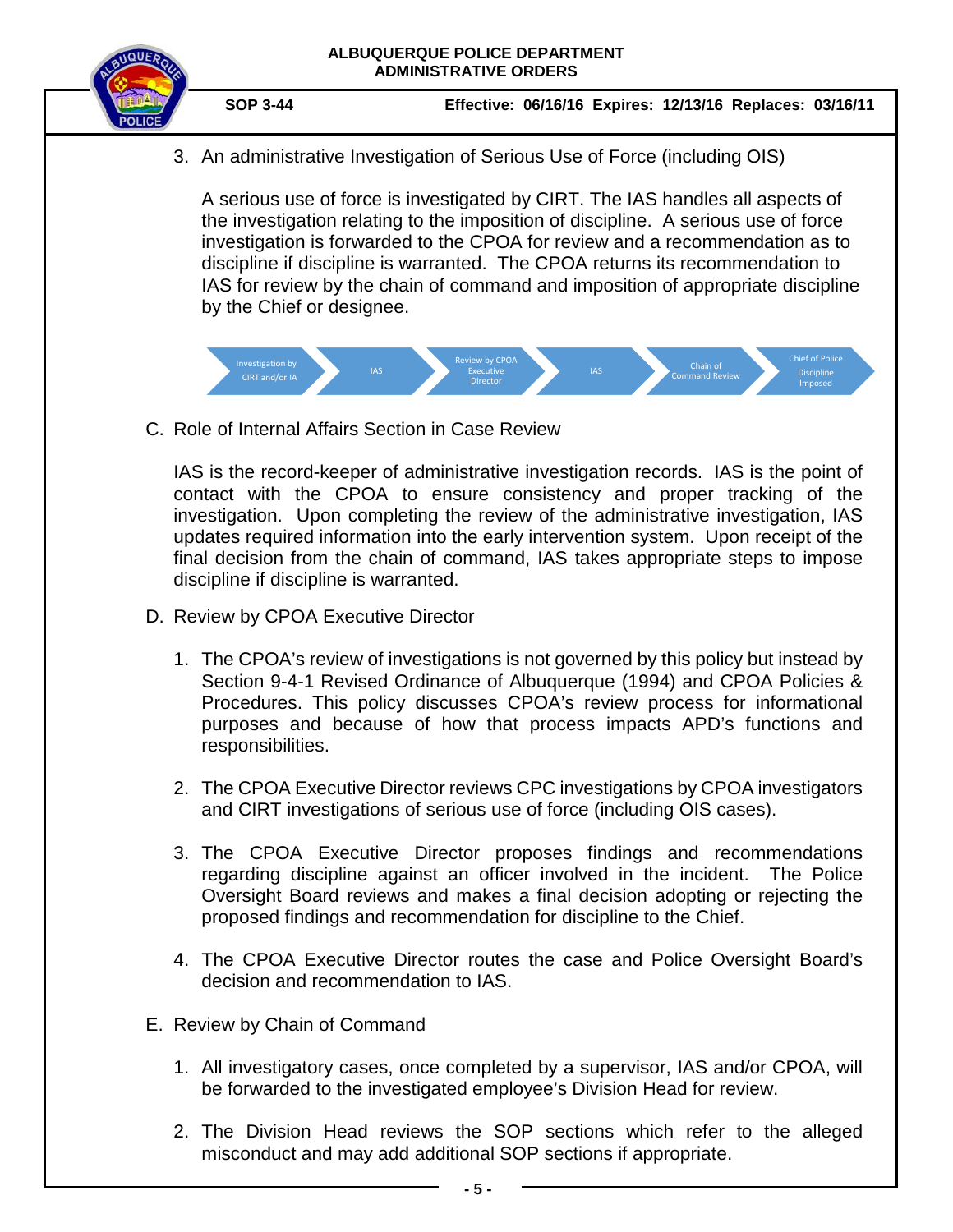3. An administrative Investigation of Serious Use of Force (including OIS)

   A serious use of force is investigated by CIRT. The IAS handles all aspects of the investigation relating to the imposition of discipline. A serious use of force investigation is forwarded to the CPOA for review and a recommendation as to discipline if discipline is warranted. The CPOA returns its recommendation to IAS for review by the chain of command and imposition of appropriate discipline by the Chief or designee.

   Investigation by CIRT and/or IA → IAS → Review by CPOA Executive Director → IAS → Chain of Command Review → Chief of Police Discipline Imposed

C. Role of Internal Affairs Section in Case Review

   IAS is the record-keeper of administrative investigation records. IAS is the point of contact with the CPOA to ensure consistency and proper tracking of the investigation. Upon completing the review of the administrative investigation, IAS updates required information into the early intervention system. Upon receipt of the final decision from the chain of command, IAS takes appropriate steps to impose discipline if discipline is warranted.

D. Review by CPOA Executive Director

   1. The CPOA's review of investigations is not governed by this policy but instead by Section 9-4-1 Revised Ordinance of Albuquerque (1994) and CPOA Policies & Procedures. This policy discusses CPOA's review process for informational purposes and because of how that process impacts APD's functions and responsibilities.

   2. The CPOA Executive Director reviews CPC investigations by CPOA investigators and CIRT investigations of serious use of force (including OIS cases).

   3. The CPOA Executive Director proposes findings and recommendations regarding discipline against an officer involved in the incident. The Police Oversight Board reviews and makes a final decision adopting or rejecting the proposed findings and recommendation for discipline to the Chief.

   4. The CPOA Executive Director routes the case and Police Oversight Board's decision and recommendation to IAS.

E. Review by Chain of Command

   1. All investigatory cases, once completed by a supervisor, IAS and/or CPOA, will be forwarded to the investigated employee's Division Head for review.

   2. The Division Head reviews the SOP sections which refer to the alleged misconduct and may add additional SOP sections if appropriate.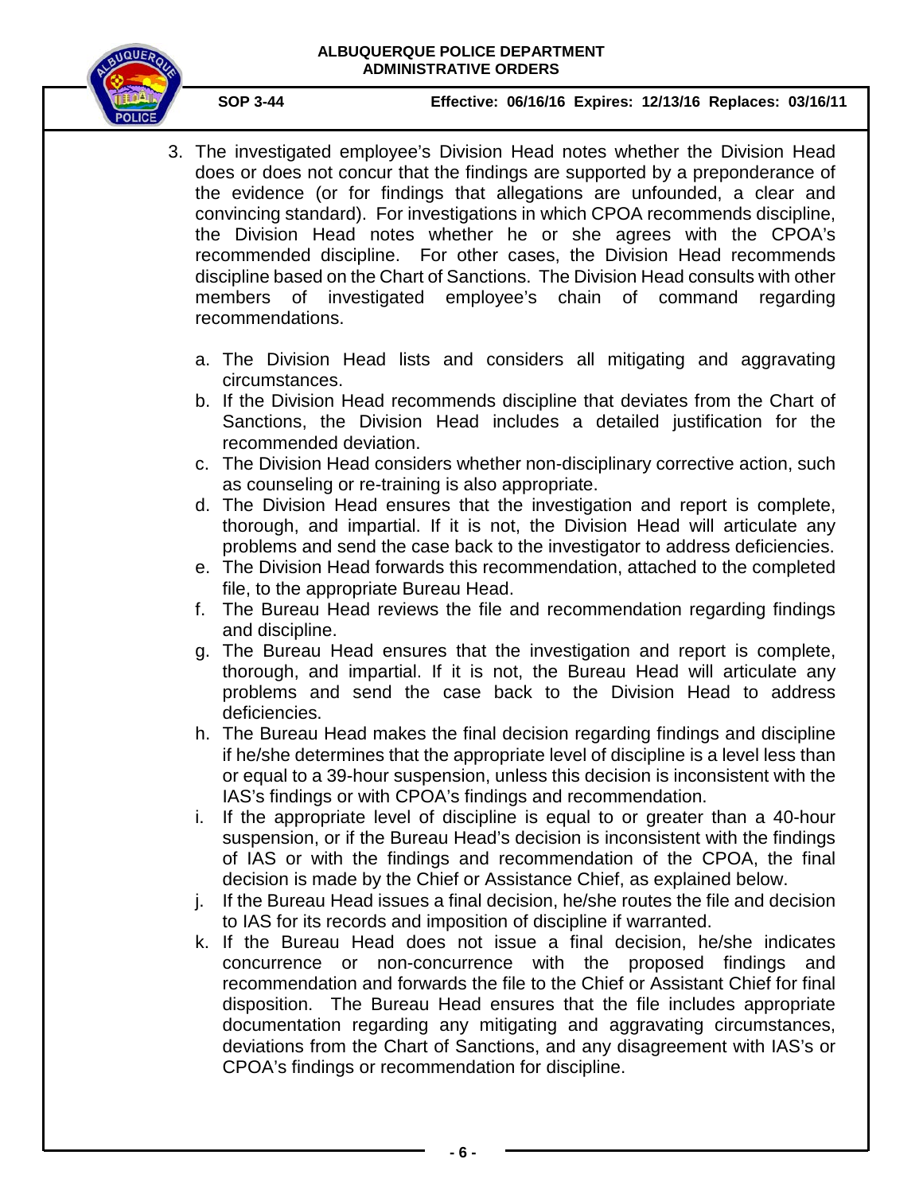3. The investigated employee's Division Head notes whether the Division Head does or does not concur that the findings are supported by a preponderance of the evidence (or for findings that allegations are unfounded, a clear and convincing standard). For investigations in which CPOA recommends discipline, the Division Head notes whether he or she agrees with the CPOA's recommended discipline. For other cases, the Division Head recommends discipline based on the Chart of Sanctions. The Division Head consults with other members of investigated employee's chain of command regarding recommendations.

   a. The Division Head lists and considers all mitigating and aggravating circumstances.
   b. If the Division Head recommends discipline that deviates from the Chart of Sanctions, the Division Head includes a detailed justification for the recommended deviation.
   c. The Division Head considers whether non-disciplinary corrective action, such as counseling or re-training is also appropriate.
   d. The Division Head ensures that the investigation and report is complete, thorough, and impartial. If it is not, the Division Head will articulate any problems and send the case back to the investigator to address deficiencies.
   e. The Division Head forwards this recommendation, attached to the completed file, to the appropriate Bureau Head.
   f. The Bureau Head reviews the file and recommendation regarding findings and discipline.
   g. The Bureau Head ensures that the investigation and report is complete, thorough, and impartial. If it is not, the Bureau Head will articulate any problems and send the case back to the Division Head to address deficiencies.
   h. The Bureau Head makes the final decision regarding findings and discipline if he/she determines that the appropriate level of discipline is a level less than or equal to a 39-hour suspension, unless this decision is inconsistent with the IAS's findings or with CPOA's findings and recommendation.
   i. If the appropriate level of discipline is equal to or greater than a 40-hour suspension, or if the Bureau Head's decision is inconsistent with the findings of IAS or with the findings and recommendation of the CPOA, the final decision is made by the Chief or Assistance Chief, as explained below.
   j. If the Bureau Head issues a final decision, he/she routes the file and decision to IAS for its records and imposition of discipline if warranted.
   k. If the Bureau Head does not issue a final decision, he/she indicates concurrence or non-concurrence with the proposed findings and recommendation and forwards the file to the Chief or Assistant Chief for final disposition. The Bureau Head ensures that the file includes appropriate documentation regarding any mitigating and aggravating circumstances, deviations from the Chart of Sanctions, and any disagreement with IAS's or CPOA's findings or recommendation for discipline.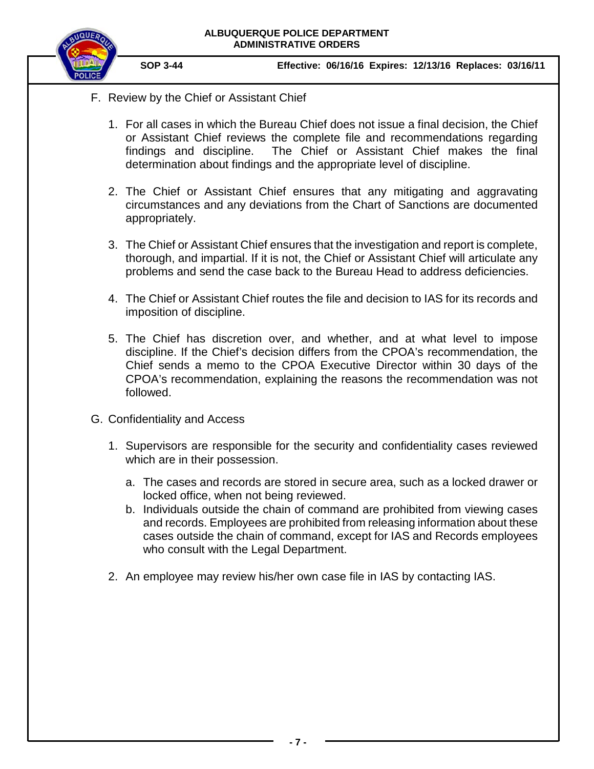F. Review by the Chief or Assistant Chief

1. For all cases in which the Bureau Chief does not issue a final decision, the Chief or Assistant Chief reviews the complete file and recommendations regarding findings and discipline. The Chief or Assistant Chief makes the final determination about findings and the appropriate level of discipline.

2. The Chief or Assistant Chief ensures that any mitigating and aggravating circumstances and any deviations from the Chart of Sanctions are documented appropriately.

3. The Chief or Assistant Chief ensures that the investigation and report is complete, thorough, and impartial. If it is not, the Chief or Assistant Chief will articulate any problems and send the case back to the Bureau Head to address deficiencies.

4. The Chief or Assistant Chief routes the file and decision to IAS for its records and imposition of discipline.

5. The Chief has discretion over, and whether, and at what level to impose discipline. If the Chief's decision differs from the CPOA's recommendation, the Chief sends a memo to the CPOA Executive Director within 30 days of the CPOA's recommendation, explaining the reasons the recommendation was not followed.

G. Confidentiality and Access

1. Supervisors are responsible for the security and confidentiality cases reviewed which are in their possession.

   a. The cases and records are stored in secure area, such as a locked drawer or locked office, when not being reviewed.
   b. Individuals outside the chain of command are prohibited from viewing cases and records. Employees are prohibited from releasing information about these cases outside the chain of command, except for IAS and Records employees who consult with the Legal Department.

2. An employee may review his/her own case file in IAS by contacting IAS.